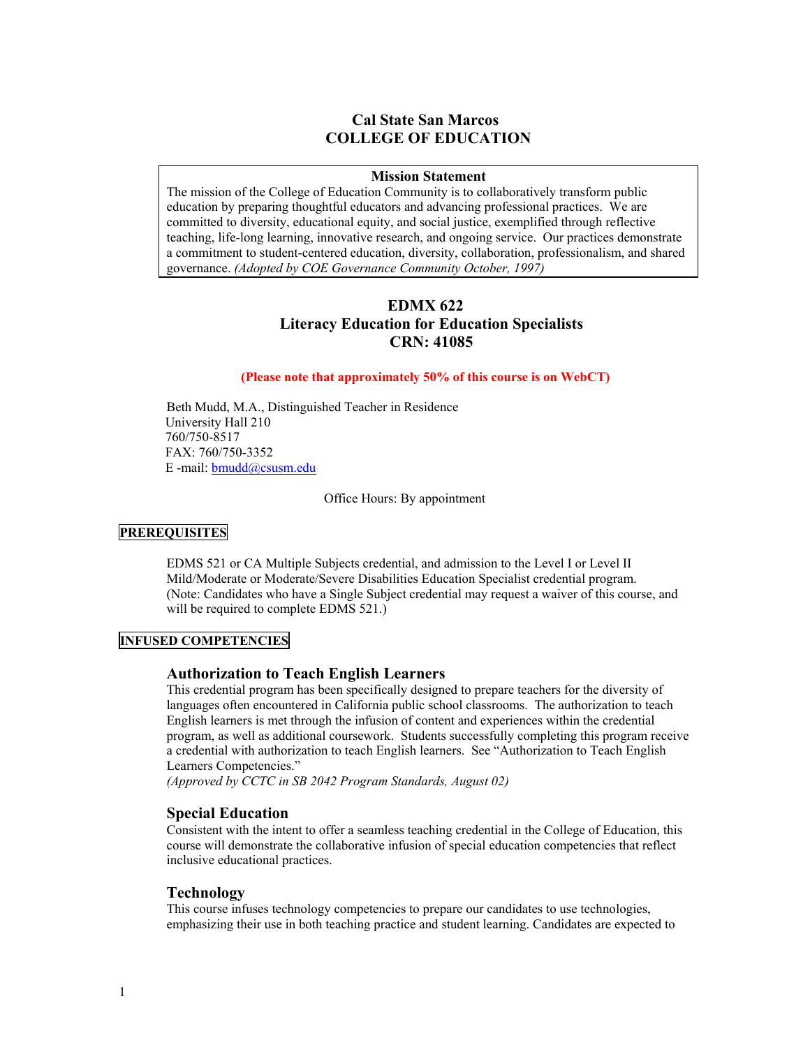# Cal State San Marcos
# COLLEGE OF EDUCATION

**Mission Statement**

The mission of the College of Education Community is to collaboratively transform public education by preparing thoughtful educators and advancing professional practices. We are committed to diversity, educational equity, and social justice, exemplified through reflective teaching, life-long learning, innovative research, and ongoing service. Our practices demonstrate a commitment to student-centered education, diversity, collaboration, professionalism, and shared governance. *(Adopted by COE Governance Community October, 1997)*

## EDMX 622
## Literacy Education for Education Specialists
## CRN: 41085

**(Please note that approximately 50% of this course is on WebCT)**

Beth Mudd, M.A., Distinguished Teacher in Residence
University Hall 210
760/750-8517
FAX: 760/750-3352
E -mail: bmudd@csusm.edu

Office Hours: By appointment

**PREREQUISITES**

EDMS 521 or CA Multiple Subjects credential, and admission to the Level I or Level II Mild/Moderate or Moderate/Severe Disabilities Education Specialist credential program. (Note: Candidates who have a Single Subject credential may request a waiver of this course, and will be required to complete EDMS 521.)

**INFUSED COMPETENCIES**

### Authorization to Teach English Learners

This credential program has been specifically designed to prepare teachers for the diversity of languages often encountered in California public school classrooms. The authorization to teach English learners is met through the infusion of content and experiences within the credential program, as well as additional coursework. Students successfully completing this program receive a credential with authorization to teach English learners. See "Authorization to Teach English Learners Competencies."
*(Approved by CCTC in SB 2042 Program Standards, August 02)*

### Special Education

Consistent with the intent to offer a seamless teaching credential in the College of Education, this course will demonstrate the collaborative infusion of special education competencies that reflect inclusive educational practices.

### Technology

This course infuses technology competencies to prepare our candidates to use technologies, emphasizing their use in both teaching practice and student learning. Candidates are expected to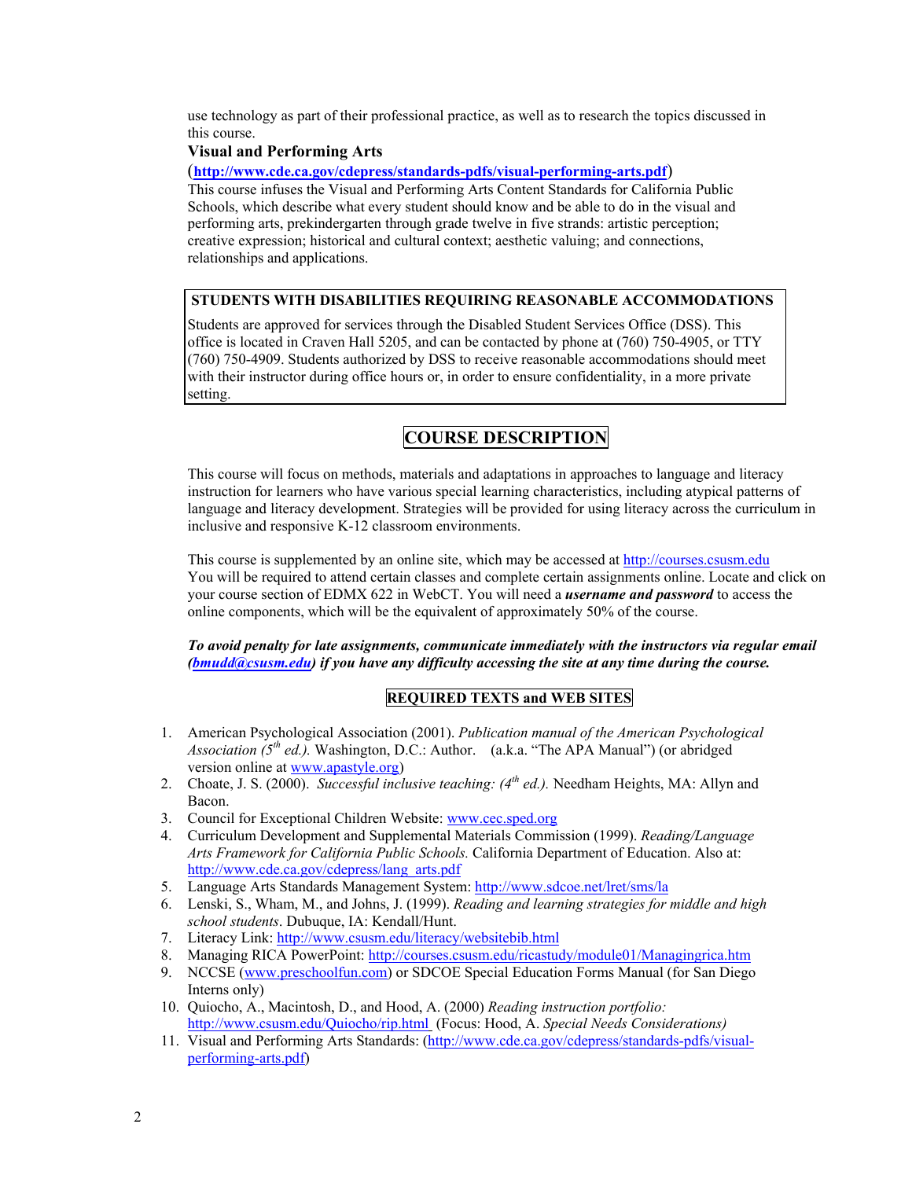use technology as part of their professional practice, as well as to research the topics discussed in this course.

### Visual and Performing Arts

(**http://www.cde.ca.gov/cdepress/standards-pdfs/visual-performing-arts.pdf**)
This course infuses the Visual and Performing Arts Content Standards for California Public Schools, which describe what every student should know and be able to do in the visual and performing arts, prekindergarten through grade twelve in five strands: artistic perception; creative expression; historical and cultural context; aesthetic valuing; and connections, relationships and applications.

**STUDENTS WITH DISABILITIES REQUIRING REASONABLE ACCOMMODATIONS**

Students are approved for services through the Disabled Student Services Office (DSS). This office is located in Craven Hall 5205, and can be contacted by phone at (760) 750-4905, or TTY (760) 750-4909. Students authorized by DSS to receive reasonable accommodations should meet with their instructor during office hours or, in order to ensure confidentiality, in a more private setting.

## COURSE DESCRIPTION

This course will focus on methods, materials and adaptations in approaches to language and literacy instruction for learners who have various special learning characteristics, including atypical patterns of language and literacy development. Strategies will be provided for using literacy across the curriculum in inclusive and responsive K-12 classroom environments.

This course is supplemented by an online site, which may be accessed at http://courses.csusm.edu You will be required to attend certain classes and complete certain assignments online. Locate and click on your course section of EDMX 622 in WebCT. You will need a ***username and password*** to access the online components, which will be the equivalent of approximately 50% of the course.

***To avoid penalty for late assignments, communicate immediately with the instructors via regular email (bmudd@csusm.edu) if you have any difficulty accessing the site at any time during the course.***

### REQUIRED TEXTS and WEB SITES

1. American Psychological Association (2001). *Publication manual of the American Psychological Association (5th ed.).* Washington, D.C.: Author. (a.k.a. "The APA Manual") (or abridged version online at www.apastyle.org)
2. Choate, J. S. (2000). *Successful inclusive teaching: (4th ed.).* Needham Heights, MA: Allyn and Bacon.
3. Council for Exceptional Children Website: www.cec.sped.org
4. Curriculum Development and Supplemental Materials Commission (1999). *Reading/Language Arts Framework for California Public Schools.* California Department of Education. Also at: http://www.cde.ca.gov/cdepress/lang_arts.pdf
5. Language Arts Standards Management System: http://www.sdcoe.net/lret/sms/la
6. Lenski, S., Wham, M., and Johns, J. (1999). *Reading and learning strategies for middle and high school students*. Dubuque, IA: Kendall/Hunt.
7. Literacy Link: http://www.csusm.edu/literacy/websitebib.html
8. Managing RICA PowerPoint: http://courses.csusm.edu/ricastudy/module01/Managingrica.htm
9. NCCSE (www.preschoolfun.com) or SDCOE Special Education Forms Manual (for San Diego Interns only)
10. Quiocho, A., Macintosh, D., and Hood, A. (2000) *Reading instruction portfolio:* http://www.csusm.edu/Quiocho/rip.html (Focus: Hood, A. *Special Needs Considerations)*
11. Visual and Performing Arts Standards: (http://www.cde.ca.gov/cdepress/standards-pdfs/visual-performing-arts.pdf)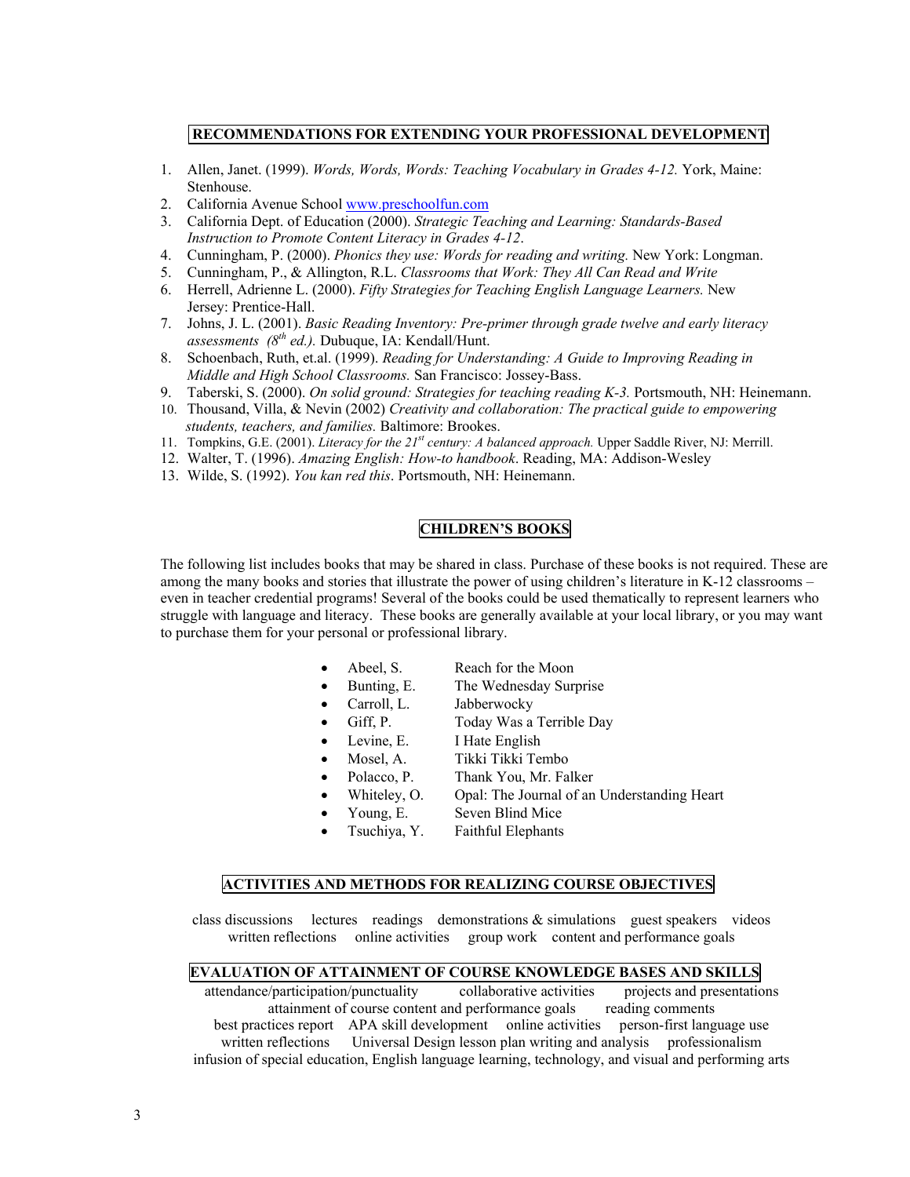## RECOMMENDATIONS FOR EXTENDING YOUR PROFESSIONAL DEVELOPMENT

1. Allen, Janet. (1999). *Words, Words, Words: Teaching Vocabulary in Grades 4-12.* York, Maine: Stenhouse.
2. California Avenue School www.preschoolfun.com
3. California Dept. of Education (2000). *Strategic Teaching and Learning: Standards-Based Instruction to Promote Content Literacy in Grades 4-12*.
4. Cunningham, P. (2000). *Phonics they use: Words for reading and writing.* New York: Longman.
5. Cunningham, P., & Allington, R.L. *Classrooms that Work: They All Can Read and Write*
6. Herrell, Adrienne L. (2000). *Fifty Strategies for Teaching English Language Learners.* New Jersey: Prentice-Hall.
7. Johns, J. L. (2001). *Basic Reading Inventory: Pre-primer through grade twelve and early literacy assessments (8th ed.).* Dubuque, IA: Kendall/Hunt.
8. Schoenbach, Ruth, et.al. (1999). *Reading for Understanding: A Guide to Improving Reading in Middle and High School Classrooms.* San Francisco: Jossey-Bass.
9. Taberski, S. (2000). *On solid ground: Strategies for teaching reading K-3.* Portsmouth, NH: Heinemann.
10. Thousand, Villa, & Nevin (2002) *Creativity and collaboration: The practical guide to empowering students, teachers, and families.* Baltimore: Brookes.
11. Tompkins, G.E. (2001). *Literacy for the 21st century: A balanced approach.* Upper Saddle River, NJ: Merrill.
12. Walter, T. (1996). *Amazing English: How-to handbook*. Reading, MA: Addison-Wesley
13. Wilde, S. (1992). *You kan red this*. Portsmouth, NH: Heinemann.

## CHILDREN'S BOOKS

The following list includes books that may be shared in class. Purchase of these books is not required. These are among the many books and stories that illustrate the power of using children's literature in K-12 classrooms – even in teacher credential programs! Several of the books could be used thematically to represent learners who struggle with language and literacy. These books are generally available at your local library, or you may want to purchase them for your personal or professional library.

- Abeel, S. — Reach for the Moon
- Bunting, E. — The Wednesday Surprise
- Carroll, L. — Jabberwocky
- Giff, P. — Today Was a Terrible Day
- Levine, E. — I Hate English
- Mosel, A. — Tikki Tikki Tembo
- Polacco, P. — Thank You, Mr. Falker
- Whiteley, O. — Opal: The Journal of an Understanding Heart
- Young, E. — Seven Blind Mice
- Tsuchiya, Y. — Faithful Elephants

## ACTIVITIES AND METHODS FOR REALIZING COURSE OBJECTIVES

class discussions lectures readings demonstrations & simulations guest speakers videos written reflections online activities group work content and performance goals

## EVALUATION OF ATTAINMENT OF COURSE KNOWLEDGE BASES AND SKILLS

attendance/participation/punctuality collaborative activities projects and presentations attainment of course content and performance goals reading comments best practices report APA skill development online activities person-first language use written reflections Universal Design lesson plan writing and analysis professionalism infusion of special education, English language learning, technology, and visual and performing arts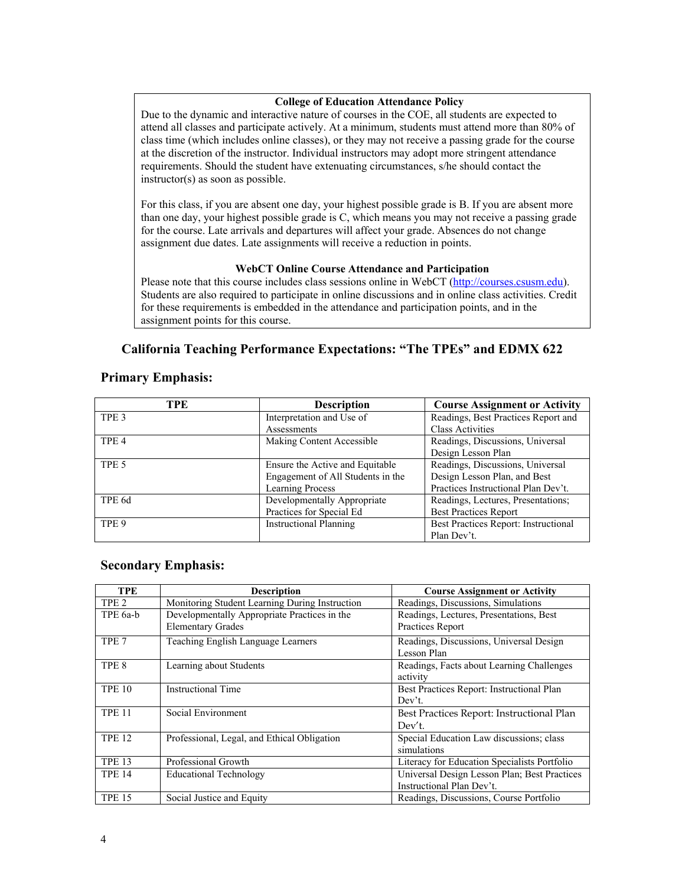**College of Education Attendance Policy**

Due to the dynamic and interactive nature of courses in the COE, all students are expected to attend all classes and participate actively. At a minimum, students must attend more than 80% of class time (which includes online classes), or they may not receive a passing grade for the course at the discretion of the instructor. Individual instructors may adopt more stringent attendance requirements. Should the student have extenuating circumstances, s/he should contact the instructor(s) as soon as possible.

For this class, if you are absent one day, your highest possible grade is B. If you are absent more than one day, your highest possible grade is C, which means you may not receive a passing grade for the course. Late arrivals and departures will affect your grade. Absences do not change assignment due dates. Late assignments will receive a reduction in points.

**WebCT Online Course Attendance and Participation**

Please note that this course includes class sessions online in WebCT (http://courses.csusm.edu). Students are also required to participate in online discussions and in online class activities. Credit for these requirements is embedded in the attendance and participation points, and in the assignment points for this course.

## California Teaching Performance Expectations: "The TPEs" and EDMX 622

### Primary Emphasis:

| TPE | Description | Course Assignment or Activity |
|---|---|---|
| TPE 3 | Interpretation and Use of Assessments | Readings, Best Practices Report and Class Activities |
| TPE 4 | Making Content Accessible | Readings, Discussions, Universal Design Lesson Plan |
| TPE 5 | Ensure the Active and Equitable Engagement of All Students in the Learning Process | Readings, Discussions, Universal Design Lesson Plan, and Best Practices Instructional Plan Dev't. |
| TPE 6d | Developmentally Appropriate Practices for Special Ed | Readings, Lectures, Presentations; Best Practices Report |
| TPE 9 | Instructional Planning | Best Practices Report: Instructional Plan Dev't. |

### Secondary Emphasis:

| TPE | Description | Course Assignment or Activity |
|---|---|---|
| TPE 2 | Monitoring Student Learning During Instruction | Readings, Discussions, Simulations |
| TPE 6a-b | Developmentally Appropriate Practices in the Elementary Grades | Readings, Lectures, Presentations, Best Practices Report |
| TPE 7 | Teaching English Language Learners | Readings, Discussions, Universal Design Lesson Plan |
| TPE 8 | Learning about Students | Readings, Facts about Learning Challenges activity |
| TPE 10 | Instructional Time | Best Practices Report: Instructional Plan Dev't. |
| TPE 11 | Social Environment | Best Practices Report: Instructional Plan Dev't. |
| TPE 12 | Professional, Legal, and Ethical Obligation | Special Education Law discussions; class simulations |
| TPE 13 | Professional Growth | Literacy for Education Specialists Portfolio |
| TPE 14 | Educational Technology | Universal Design Lesson Plan; Best Practices Instructional Plan Dev't. |
| TPE 15 | Social Justice and Equity | Readings, Discussions, Course Portfolio |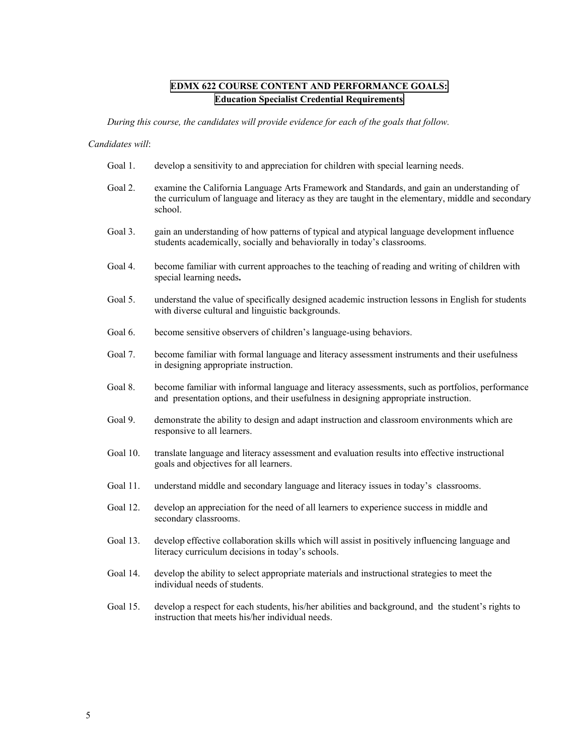## EDMX 622 COURSE CONTENT AND PERFORMANCE GOALS:
## Education Specialist Credential Requirements

*During this course, the candidates will provide evidence for each of the goals that follow.*

*Candidates will*:

- Goal 1. develop a sensitivity to and appreciation for children with special learning needs.
- Goal 2. examine the California Language Arts Framework and Standards, and gain an understanding of the curriculum of language and literacy as they are taught in the elementary, middle and secondary school.
- Goal 3. gain an understanding of how patterns of typical and atypical language development influence students academically, socially and behaviorally in today's classrooms.
- Goal 4. become familiar with current approaches to the teaching of reading and writing of children with special learning needs**.**
- Goal 5. understand the value of specifically designed academic instruction lessons in English for students with diverse cultural and linguistic backgrounds.
- Goal 6. become sensitive observers of children's language-using behaviors.
- Goal 7. become familiar with formal language and literacy assessment instruments and their usefulness in designing appropriate instruction.
- Goal 8. become familiar with informal language and literacy assessments, such as portfolios, performance and presentation options, and their usefulness in designing appropriate instruction.
- Goal 9. demonstrate the ability to design and adapt instruction and classroom environments which are responsive to all learners.
- Goal 10. translate language and literacy assessment and evaluation results into effective instructional goals and objectives for all learners.
- Goal 11. understand middle and secondary language and literacy issues in today's classrooms.
- Goal 12. develop an appreciation for the need of all learners to experience success in middle and secondary classrooms.
- Goal 13. develop effective collaboration skills which will assist in positively influencing language and literacy curriculum decisions in today's schools.
- Goal 14. develop the ability to select appropriate materials and instructional strategies to meet the individual needs of students.
- Goal 15. develop a respect for each students, his/her abilities and background, and the student's rights to instruction that meets his/her individual needs.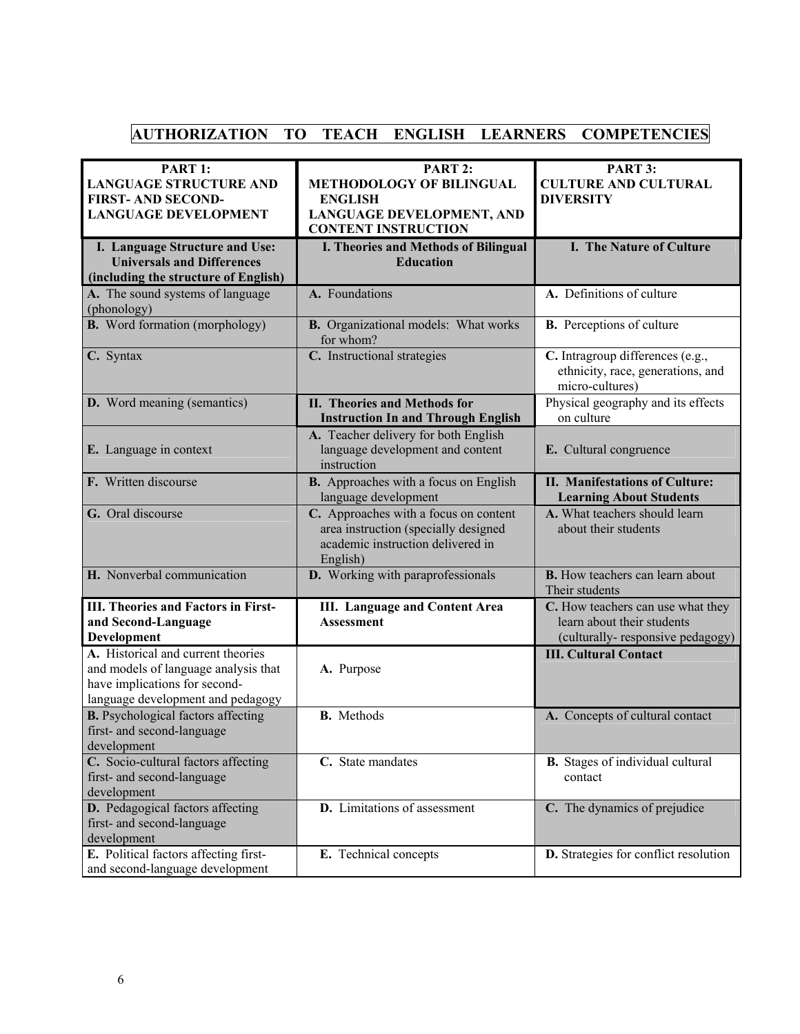# AUTHORIZATION TO TEACH ENGLISH LEARNERS COMPETENCIES

| PART 1: LANGUAGE STRUCTURE AND FIRST- AND SECOND-LANGUAGE DEVELOPMENT | PART 2: METHODOLOGY OF BILINGUAL ENGLISH LANGUAGE DEVELOPMENT, AND CONTENT INSTRUCTION | PART 3: CULTURE AND CULTURAL DIVERSITY |
|---|---|---|
| **I. Language Structure and Use: Universals and Differences (including the structure of English)** | **I. Theories and Methods of Bilingual Education** | **I. The Nature of Culture** |
| **A.** The sound systems of language (phonology) | **A.** Foundations | **A.** Definitions of culture |
| **B.** Word formation (morphology) | **B.** Organizational models: What works for whom? | **B.** Perceptions of culture |
| **C.** Syntax | **C.** Instructional strategies | **C.** Intragroup differences (e.g., ethnicity, race, generations, and micro-cultures) |
| **D.** Word meaning (semantics) | **II. Theories and Methods for Instruction In and Through English** | Physical geography and its effects on culture |
| **E.** Language in context | **A.** Teacher delivery for both English language development and content instruction | **E.** Cultural congruence |
| **F.** Written discourse | **B.** Approaches with a focus on English language development | **II. Manifestations of Culture: Learning About Students** |
| **G.** Oral discourse | **C.** Approaches with a focus on content area instruction (specially designed academic instruction delivered in English) | **A.** What teachers should learn about their students |
| **H.** Nonverbal communication | **D.** Working with paraprofessionals | **B.** How teachers can learn about Their students |
| **III. Theories and Factors in First- and Second-Language Development** | **III. Language and Content Area Assessment** | **C.** How teachers can use what they learn about their students (culturally- responsive pedagogy) |
| **A.** Historical and current theories and models of language analysis that have implications for second-language development and pedagogy | **A.** Purpose | **III. Cultural Contact** |
| **B.** Psychological factors affecting first- and second-language development | **B.** Methods | **A.** Concepts of cultural contact |
| **C.** Socio-cultural factors affecting first- and second-language development | **C.** State mandates | **B.** Stages of individual cultural contact |
| **D.** Pedagogical factors affecting first- and second-language development | **D.** Limitations of assessment | **C.** The dynamics of prejudice |
| **E.** Political factors affecting first- and second-language development | **E.** Technical concepts | **D.** Strategies for conflict resolution |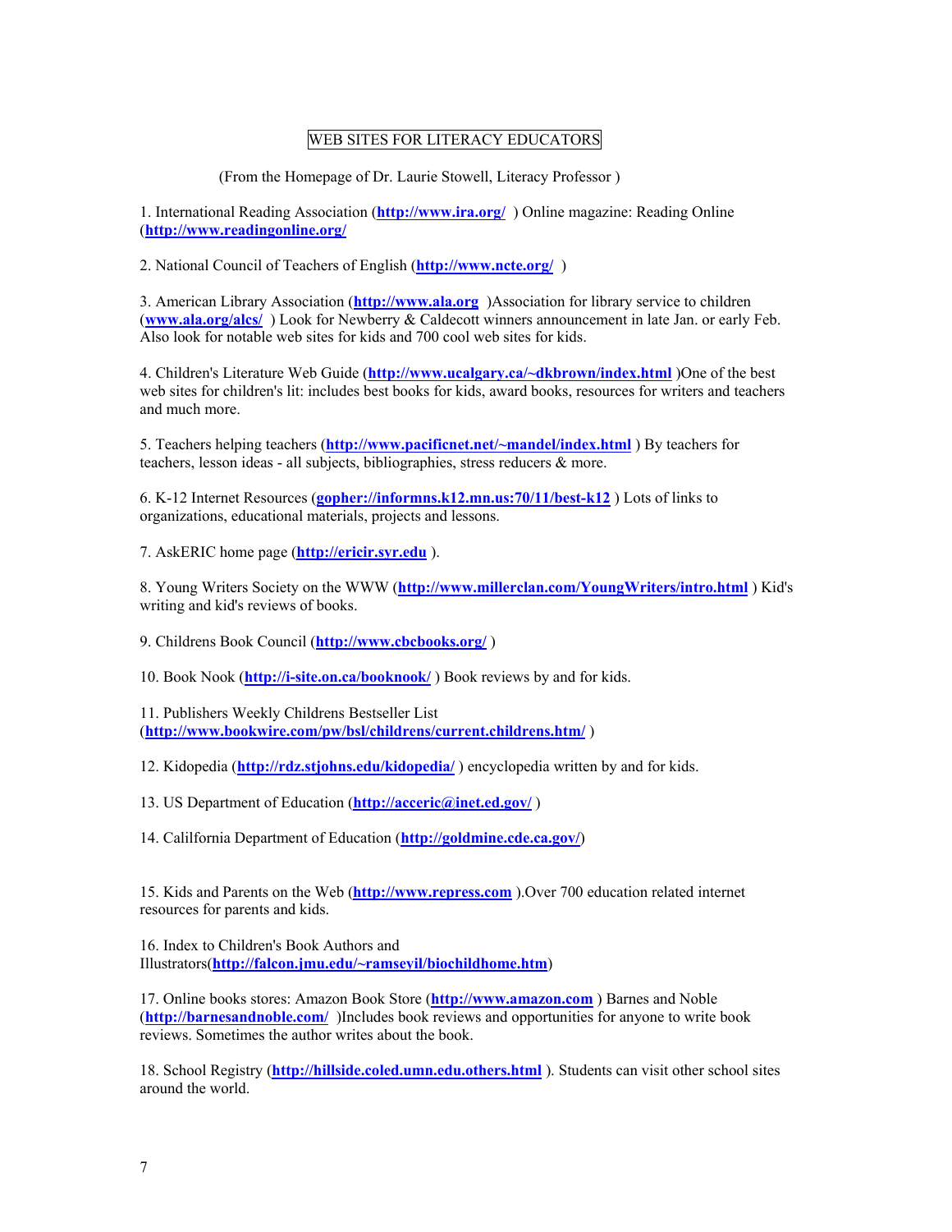# WEB SITES FOR LITERACY EDUCATORS

(From the Homepage of Dr. Laurie Stowell, Literacy Professor )

1. International Reading Association (**http://www.ira.org/** ) Online magazine: Reading Online (**http://www.readingonline.org/**

2. National Council of Teachers of English (**http://www.ncte.org/** )

3. American Library Association (**http://www.ala.org** )Association for library service to children (**www.ala.org/alcs/** ) Look for Newberry & Caldecott winners announcement in late Jan. or early Feb. Also look for notable web sites for kids and 700 cool web sites for kids.

4. Children's Literature Web Guide (**http://www.ucalgary.ca/~dkbrown/index.html** )One of the best web sites for children's lit: includes best books for kids, award books, resources for writers and teachers and much more.

5. Teachers helping teachers (**http://www.pacificnet.net/~mandel/index.html** ) By teachers for teachers, lesson ideas - all subjects, bibliographies, stress reducers & more.

6. K-12 Internet Resources (**gopher://informns.k12.mn.us:70/11/best-k12** ) Lots of links to organizations, educational materials, projects and lessons.

7. AskERIC home page (**http://ericir.syr.edu** ).

8. Young Writers Society on the WWW (**http://www.millerclan.com/YoungWriters/intro.html** ) Kid's writing and kid's reviews of books.

9. Childrens Book Council (**http://www.cbcbooks.org/** )

10. Book Nook (**http://i-site.on.ca/booknook/** ) Book reviews by and for kids.

11. Publishers Weekly Childrens Bestseller List (**http://www.bookwire.com/pw/bsl/childrens/current.childrens.htm/** )

12. Kidopedia (**http://rdz.stjohns.edu/kidopedia/** ) encyclopedia written by and for kids.

13. US Department of Education (**http://acceric@inet.ed.gov/** )

14. Calilfornia Department of Education (**http://goldmine.cde.ca.gov/**)

15. Kids and Parents on the Web (**http://www.repress.com** ).Over 700 education related internet resources for parents and kids.

16. Index to Children's Book Authors and Illustrators(**http://falcon.jmu.edu/~ramseyil/biochildhome.htm**)

17. Online books stores: Amazon Book Store (**http://www.amazon.com** ) Barnes and Noble (**http://barnesandnoble.com/** )Includes book reviews and opportunities for anyone to write book reviews. Sometimes the author writes about the book.

18. School Registry (**http://hillside.coled.umn.edu.others.html** ). Students can visit other school sites around the world.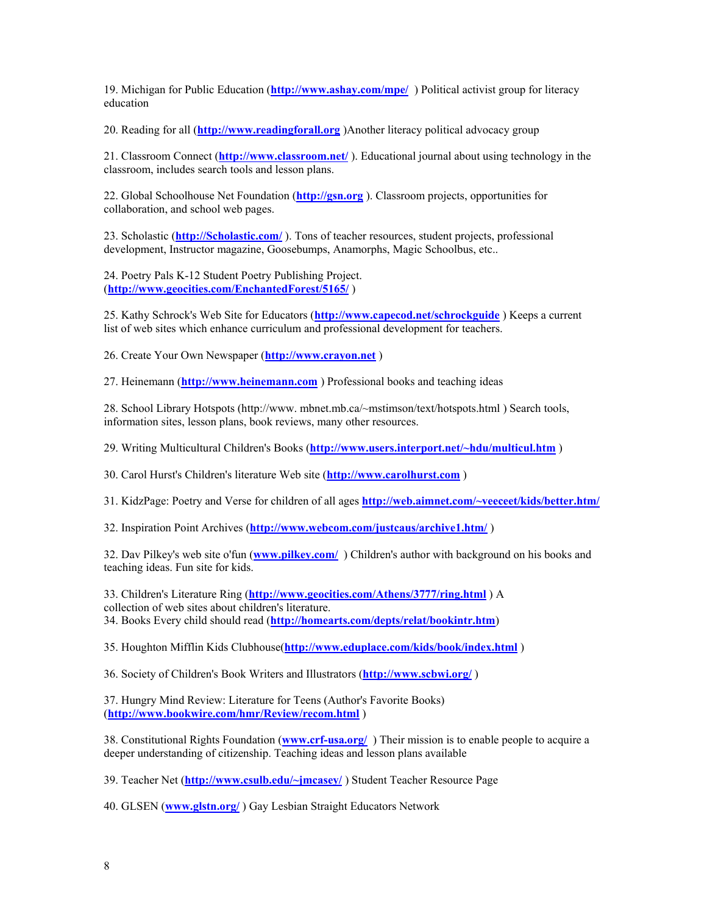19. Michigan for Public Education (**http://www.ashay.com/mpe/** ) Political activist group for literacy education

20. Reading for all (**http://www.readingforall.org** )Another literacy political advocacy group

21. Classroom Connect (**http://www.classroom.net/** ). Educational journal about using technology in the classroom, includes search tools and lesson plans.

22. Global Schoolhouse Net Foundation (**http://gsn.org** ). Classroom projects, opportunities for collaboration, and school web pages.

23. Scholastic (**http://Scholastic.com/** ). Tons of teacher resources, student projects, professional development, Instructor magazine, Goosebumps, Anamorphs, Magic Schoolbus, etc..

24. Poetry Pals K-12 Student Poetry Publishing Project. (**http://www.geocities.com/EnchantedForest/5165/** )

25. Kathy Schrock's Web Site for Educators (**http://www.capecod.net/schrockguide** ) Keeps a current list of web sites which enhance curriculum and professional development for teachers.

26. Create Your Own Newspaper (**http://www.crayon.net** )

27. Heinemann (**http://www.heinemann.com** ) Professional books and teaching ideas

28. School Library Hotspots (http://www. mbnet.mb.ca/~mstimson/text/hotspots.html ) Search tools, information sites, lesson plans, book reviews, many other resources.

29. Writing Multicultural Children's Books (**http://www.users.interport.net/~hdu/multicul.htm** )

30. Carol Hurst's Children's literature Web site (**http://www.carolhurst.com** )

31. KidzPage: Poetry and Verse for children of all ages **http://web.aimnet.com/~veeceet/kids/better.htm/**

32. Inspiration Point Archives (**http://www.webcom.com/justcaus/archive1.htm/** )

32. Dav Pilkey's web site o'fun (**www.pilkey.com/** ) Children's author with background on his books and teaching ideas. Fun site for kids.

33. Children's Literature Ring (**http://www.geocities.com/Athens/3777/ring.html** ) A collection of web sites about children's literature.

34. Books Every child should read (**http://homearts.com/depts/relat/bookintr.htm**)

35. Houghton Mifflin Kids Clubhouse(**http://www.eduplace.com/kids/book/index.html** )

36. Society of Children's Book Writers and Illustrators (**http://www.scbwi.org/** )

37. Hungry Mind Review: Literature for Teens (Author's Favorite Books) (**http://www.bookwire.com/hmr/Review/recom.html** )

38. Constitutional Rights Foundation (**www.crf-usa.org/** ) Their mission is to enable people to acquire a deeper understanding of citizenship. Teaching ideas and lesson plans available

39. Teacher Net (**http://www.csulb.edu/~jmcasey/** ) Student Teacher Resource Page

40. GLSEN (**www.glstn.org/** ) Gay Lesbian Straight Educators Network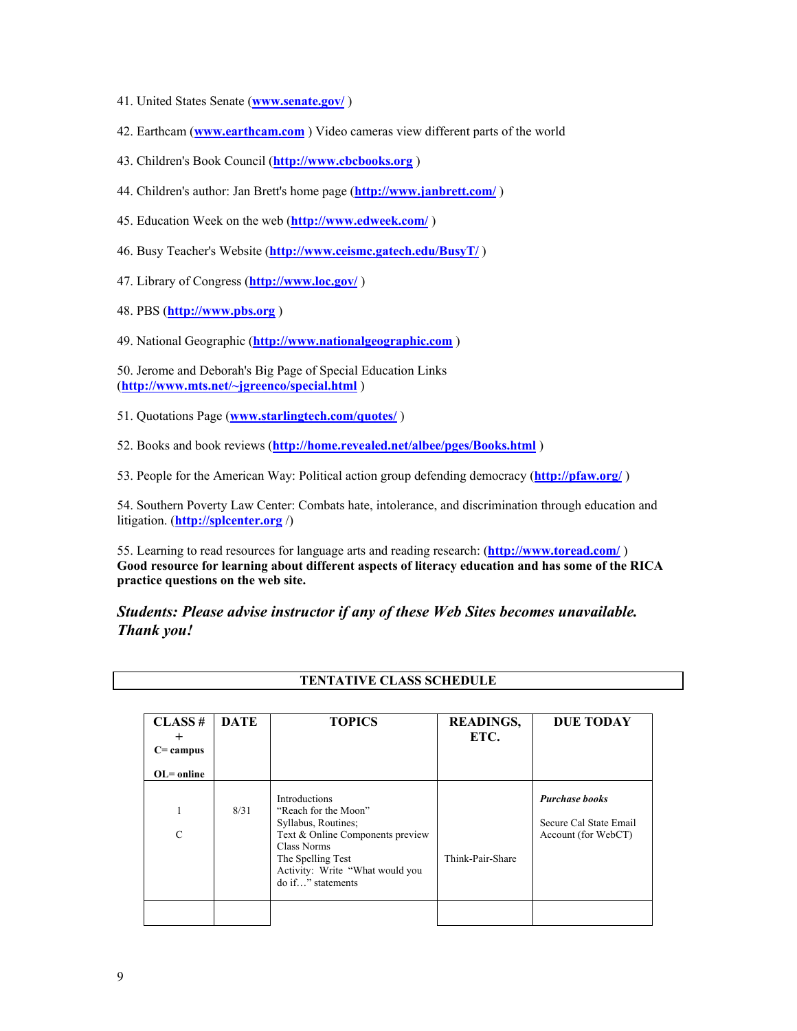41. United States Senate (**www.senate.gov/** )

42. Earthcam (**www.earthcam.com** ) Video cameras view different parts of the world

43. Children's Book Council (**http://www.cbcbooks.org** )

44. Children's author: Jan Brett's home page (**http://www.janbrett.com/** )

45. Education Week on the web (**http://www.edweek.com/** )

46. Busy Teacher's Website (**http://www.ceismc.gatech.edu/BusyT/** )

47. Library of Congress (**http://www.loc.gov/** )

48. PBS (**http://www.pbs.org** )

49. National Geographic (**http://www.nationalgeographic.com** )

50. Jerome and Deborah's Big Page of Special Education Links (**http://www.mts.net/~jgreenco/special.html** )

51. Quotations Page (**www.starlingtech.com/quotes/** )

52. Books and book reviews (**http://home.revealed.net/albee/pges/Books.html** )

53. People for the American Way: Political action group defending democracy (**http://pfaw.org/** )

54. Southern Poverty Law Center: Combats hate, intolerance, and discrimination through education and litigation. (**http://splcenter.org** /)

55. Learning to read resources for language arts and reading research: (**http://www.toread.com/** )
**Good resource for learning about different aspects of literacy education and has some of the RICA practice questions on the web site.**

***Students: Please advise instructor if any of these Web Sites becomes unavailable. Thank you!***

## TENTATIVE CLASS SCHEDULE

| CLASS # + C= campus OL= online | DATE | TOPICS | READINGS, ETC. | DUE TODAY |
|---|---|---|---|---|
| 1 C | 8/31 | Introductions<br>"Reach for the Moon"<br>Syllabus, Routines;<br>Text & Online Components preview<br>Class Norms<br>The Spelling Test<br>Activity: Write "What would you do if…" statements | Think-Pair-Share | ***Purchase books***<br><br>Secure Cal State Email Account (for WebCT) |
| | | | | |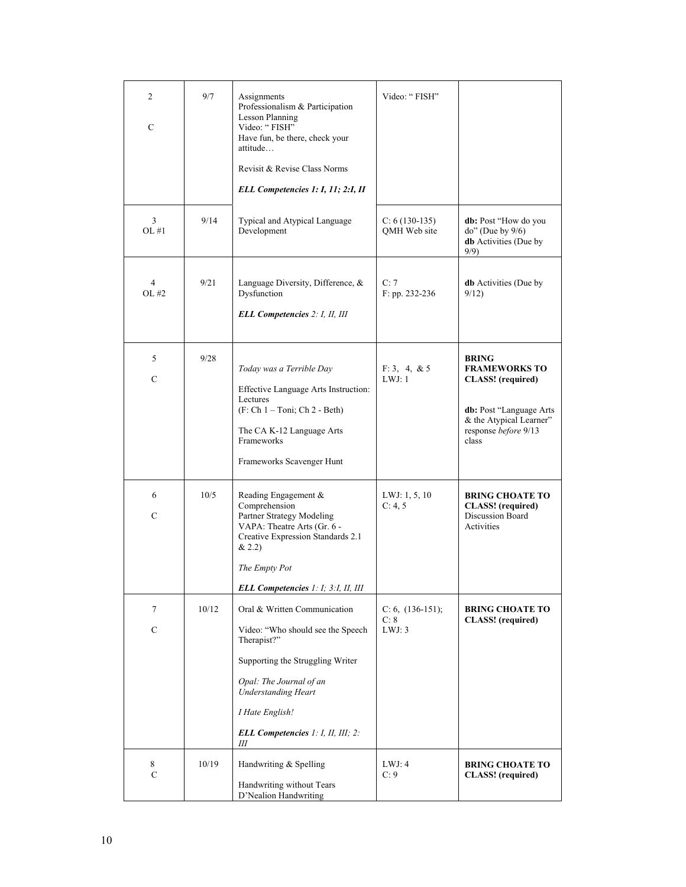| | | | | |
|---|---|---|---|---|
| 2<br><br>C | 9/7 | Assignments<br>Professionalism & Participation<br>Lesson Planning<br>Video: " FISH"<br>Have fun, be there, check your attitude…<br><br>Revisit & Revise Class Norms<br><br>***ELL Competencies 1: I, 11; 2:I, II*** | Video: " FISH" | |
| 3<br>OL #1 | 9/14 | Typical and Atypical Language Development | C: 6 (130-135)<br>QMH Web site | **db:** Post "How do you do" (Due by 9/6)<br>**db** Activities (Due by 9/9) |
| 4<br>OL #2 | 9/21 | Language Diversity, Difference, & Dysfunction<br><br>***ELL Competencies*** *2: I, II, III* | C: 7<br>F: pp. 232-236 | **db** Activities (Due by 9/12) |
| 5<br><br>C | 9/28 | *Today was a Terrible Day*<br><br>Effective Language Arts Instruction: Lectures<br>(F: Ch 1 – Toni; Ch 2 - Beth)<br><br>The CA K-12 Language Arts Frameworks<br><br>Frameworks Scavenger Hunt | F: 3, 4, & 5<br>LWJ: 1 | **BRING FRAMEWORKS TO CLASS! (required)**<br><br>**db:** Post "Language Arts & the Atypical Learner" response *before* 9/13 class |
| 6<br><br>C | 10/5 | Reading Engagement & Comprehension<br>Partner Strategy Modeling<br>VAPA: Theatre Arts (Gr. 6 - Creative Expression Standards 2.1 & 2.2)<br><br>*The Empty Pot*<br><br>***ELL Competencies*** *1: I; 3:I, II, III* | LWJ: 1, 5, 10<br>C: 4, 5 | **BRING CHOATE TO CLASS! (required)**<br>Discussion Board Activities |
| 7<br><br>C | 10/12 | Oral & Written Communication<br><br>Video: "Who should see the Speech Therapist?"<br><br>Supporting the Struggling Writer<br><br>*Opal: The Journal of an Understanding Heart*<br><br>*I Hate English!*<br><br>***ELL Competencies*** *1: I, II, III; 2: III* | C: 6, (136-151);<br>C: 8<br>LWJ: 3 | **BRING CHOATE TO CLASS! (required)** |
| 8<br>C | 10/19 | Handwriting & Spelling<br><br>Handwriting without Tears<br>D'Nealion Handwriting | LWJ: 4<br>C: 9 | **BRING CHOATE TO CLASS! (required)** |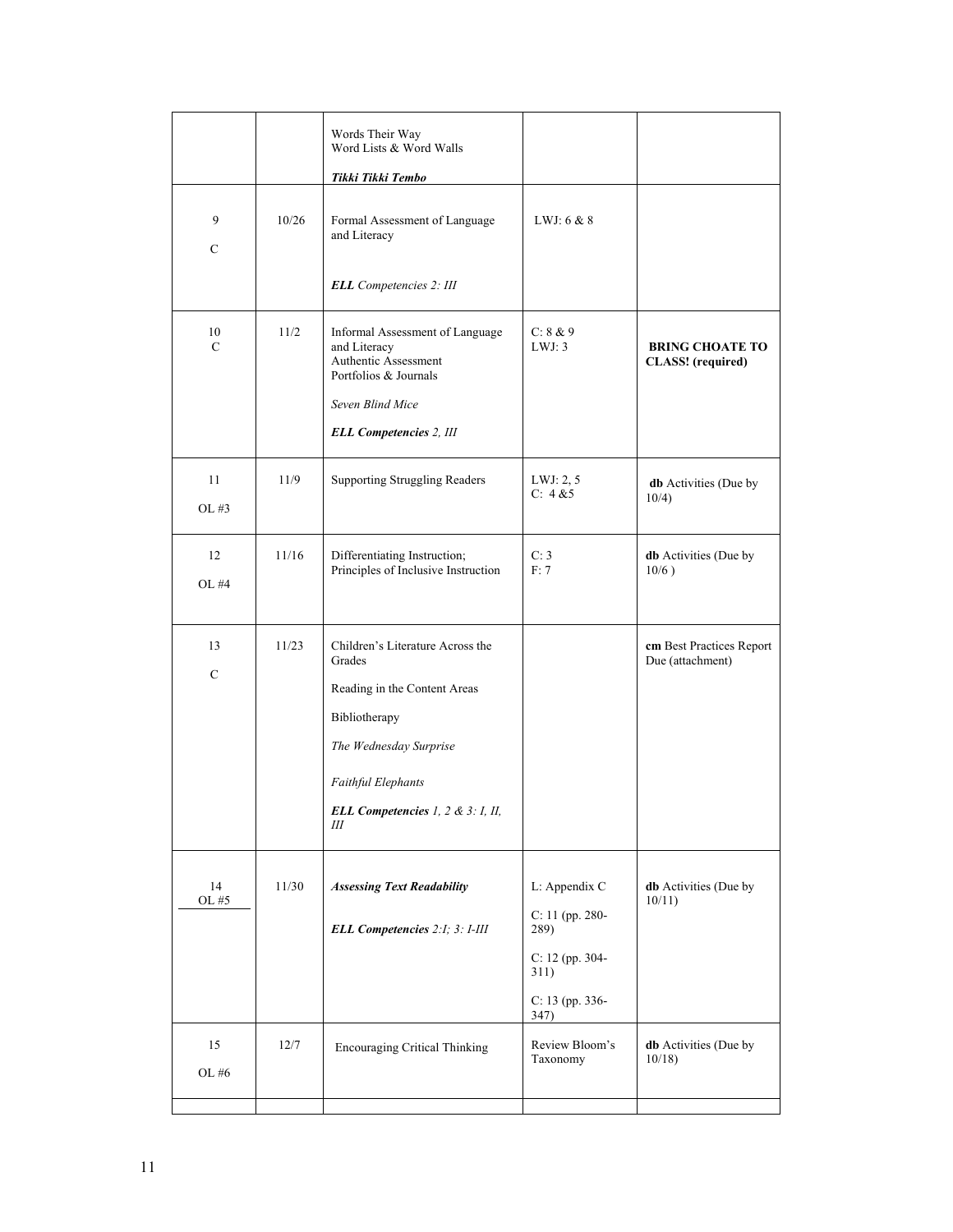| | | | | |
|---|---|---|---|---|
| | | Words Their Way<br>Word Lists & Word Walls<br><br>***Tikki Tikki Tembo*** | | |
| 9<br><br>C | 10/26 | Formal Assessment of Language and Literacy<br><br>***ELL*** *Competencies 2: III* | LWJ: 6 & 8 | |
| 10<br>C | 11/2 | Informal Assessment of Language and Literacy<br>Authentic Assessment<br>Portfolios & Journals<br><br>*Seven Blind Mice*<br><br>***ELL Competencies*** *2, III* | C: 8 & 9<br>LWJ: 3 | **BRING CHOATE TO CLASS! (required)** |
| 11<br><br>OL #3 | 11/9 | Supporting Struggling Readers | LWJ: 2, 5<br>C: 4 &5 | **db** Activities (Due by 10/4) |
| 12<br><br>OL #4 | 11/16 | Differentiating Instruction; Principles of Inclusive Instruction | C: 3<br>F: 7 | **db** Activities (Due by 10/6 ) |
| 13<br><br>C | 11/23 | Children's Literature Across the Grades<br><br>Reading in the Content Areas<br><br>Bibliotherapy<br><br>*The Wednesday Surprise*<br><br>*Faithful Elephants*<br><br>***ELL Competencies*** *1, 2 & 3: I, II, III* | | **cm** Best Practices Report Due (attachment) |
| 14<br>OL #5 | 11/30 | ***Assessing Text Readability***<br><br>***ELL Competencies*** *2:I; 3: I-III* | L: Appendix C<br><br>C: 11 (pp. 280-289)<br><br>C: 12 (pp. 304-311)<br><br>C: 13 (pp. 336-347) | **db** Activities (Due by 10/11) |
| 15<br><br>OL #6 | 12/7 | Encouraging Critical Thinking | Review Bloom's Taxonomy | **db** Activities (Due by 10/18) |
| | | | | |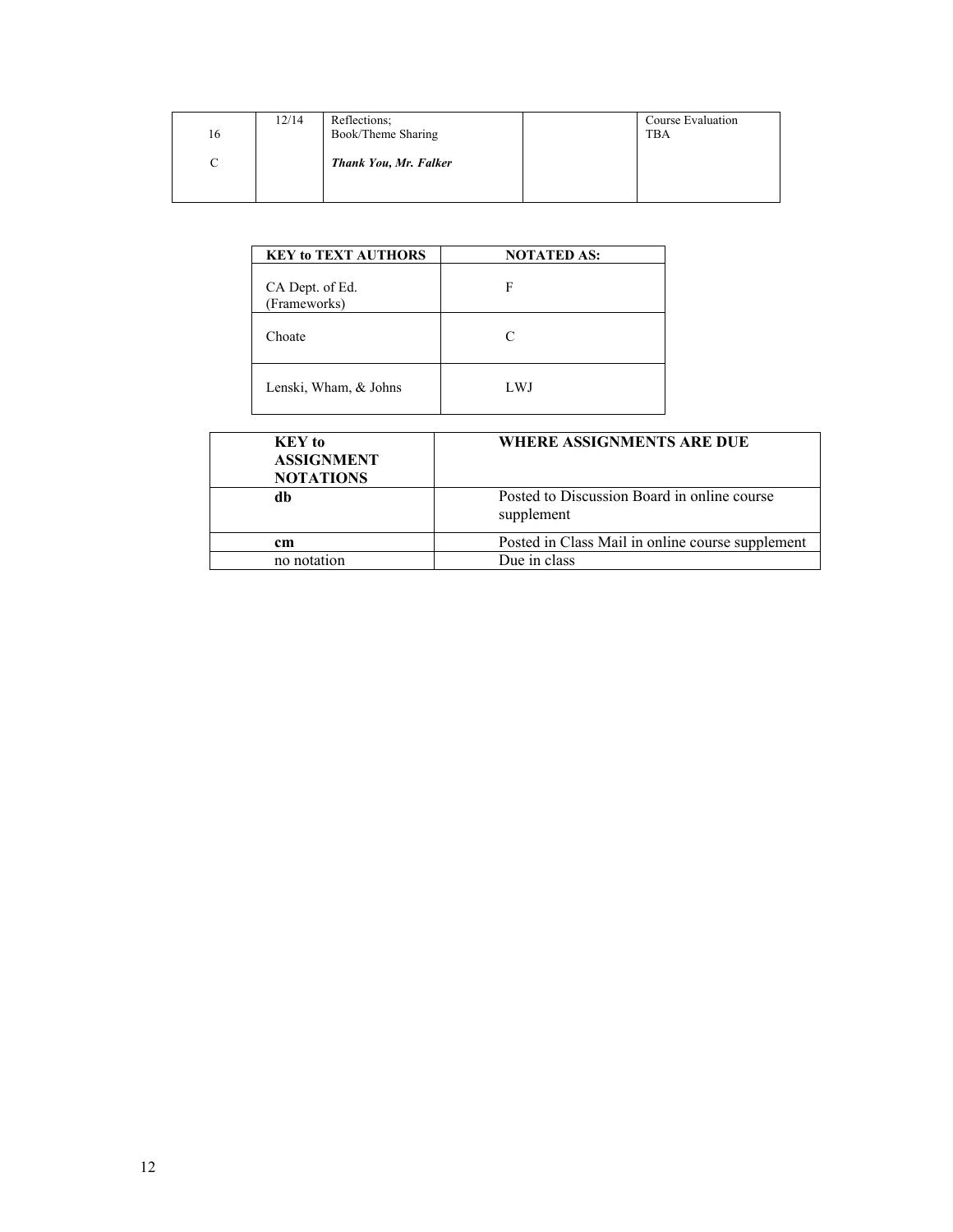| | | | | |
|---|---|---|---|---|
| 16<br><br>C | 12/14 | Reflections;<br>Book/Theme Sharing<br><br>***Thank You, Mr. Falker*** | | Course Evaluation<br>TBA |

| KEY to TEXT AUTHORS | NOTATED AS: |
|---|---|
| CA Dept. of Ed. (Frameworks) | F |
| Choate | C |
| Lenski, Wham, & Johns | LWJ |

| KEY to ASSIGNMENT NOTATIONS | WHERE ASSIGNMENTS ARE DUE |
|---|---|
| **db** | Posted to Discussion Board in online course supplement |
| **cm** | Posted in Class Mail in online course supplement |
| no notation | Due in class |